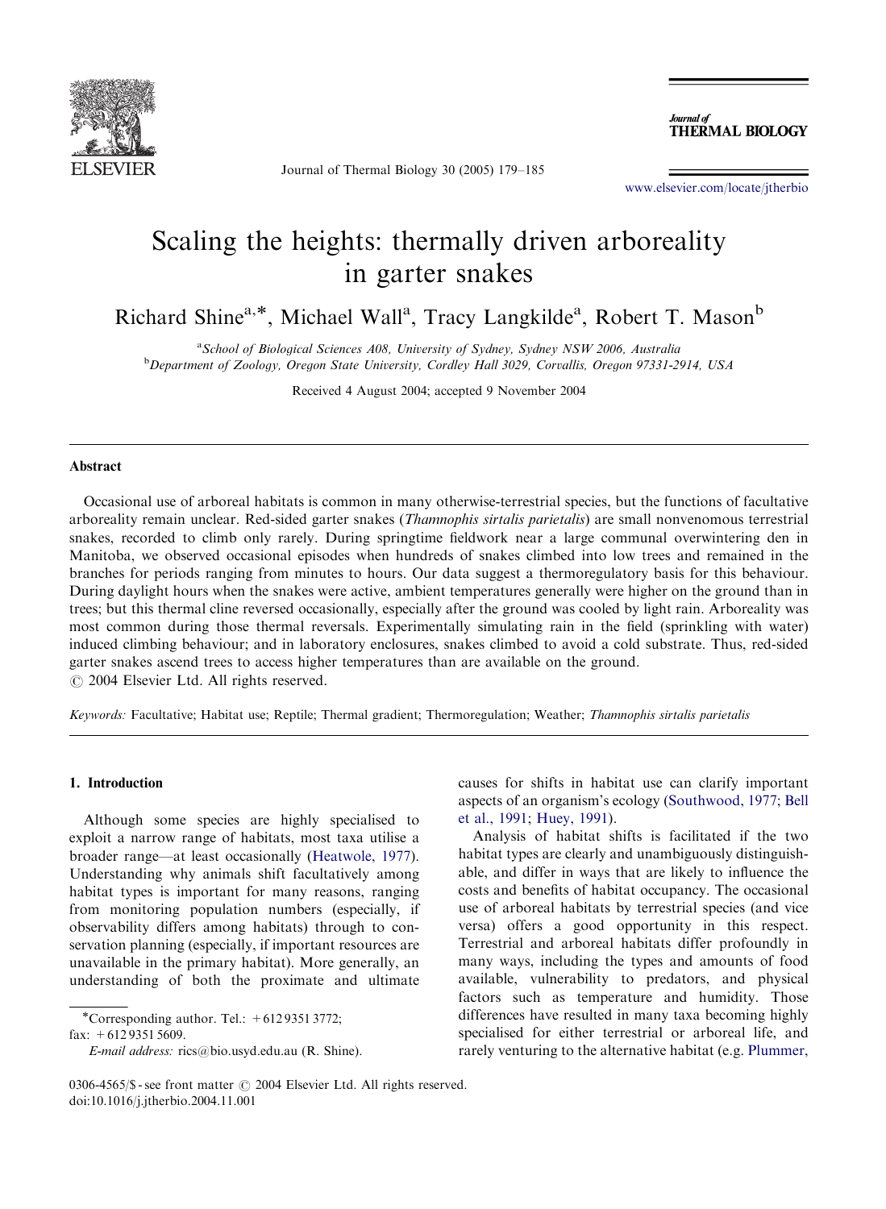# Scaling the heights: thermally driven arboreality in garter snakes

Richard Shine[a,*], Michael Wall[a], Tracy Langkilde[a], Robert T. Mason[b]

[a]School of Biological Sciences A08, University of Sydney, Sydney NSW 2006, Australia
[b]Department of Zoology, Oregon State University, Cordley Hall 3029, Corvallis, Oregon 97331-2914, USA

Received 4 August 2004; accepted 9 November 2004

## Abstract

Occasional use of arboreal habitats is common in many otherwise-terrestrial species, but the functions of facultative arboreality remain unclear. Red-sided garter snakes (*Thamnophis sirtalis parietalis*) are small nonvenomous terrestrial snakes, recorded to climb only rarely. During springtime fieldwork near a large communal overwintering den in Manitoba, we observed occasional episodes when hundreds of snakes climbed into low trees and remained in the branches for periods ranging from minutes to hours. Our data suggest a thermoregulatory basis for this behaviour. During daylight hours when the snakes were active, ambient temperatures generally were higher on the ground than in trees; but this thermal cline reversed occasionally, especially after the ground was cooled by light rain. Arboreality was most common during those thermal reversals. Experimentally simulating rain in the field (sprinkling with water) induced climbing behaviour; and in laboratory enclosures, snakes climbed to avoid a cold substrate. Thus, red-sided garter snakes ascend trees to access higher temperatures than are available on the ground.
© 2004 Elsevier Ltd. All rights reserved.

*Keywords:* Facultative; Habitat use; Reptile; Thermal gradient; Thermoregulation; Weather; *Thamnophis sirtalis parietalis*

## 1. Introduction

Although some species are highly specialised to exploit a narrow range of habitats, most taxa utilise a broader range—at least occasionally (Heatwole, 1977). Understanding why animals shift facultatively among habitat types is important for many reasons, ranging from monitoring population numbers (especially, if observability differs among habitats) through to conservation planning (especially, if important resources are unavailable in the primary habitat). More generally, an understanding of both the proximate and ultimate causes for shifts in habitat use can clarify important aspects of an organism's ecology (Southwood, 1977; Bell et al., 1991; Huey, 1991).

Analysis of habitat shifts is facilitated if the two habitat types are clearly and unambiguously distinguishable, and differ in ways that are likely to influence the costs and benefits of habitat occupancy. The occasional use of arboreal habitats by terrestrial species (and vice versa) offers a good opportunity in this respect. Terrestrial and arboreal habitats differ profoundly in many ways, including the types and amounts of food available, vulnerability to predators, and physical factors such as temperature and humidity. Those differences have resulted in many taxa becoming highly specialised for either terrestrial or arboreal life, and rarely venturing to the alternative habitat (e.g. Plummer,

*Corresponding author. Tel.: +612 9351 3772; fax: +612 9351 5609.
*E-mail address:* rics@bio.usyd.edu.au (R. Shine).

0306-4565/$ - see front matter © 2004 Elsevier Ltd. All rights reserved.
doi:10.1016/j.jtherbio.2004.11.001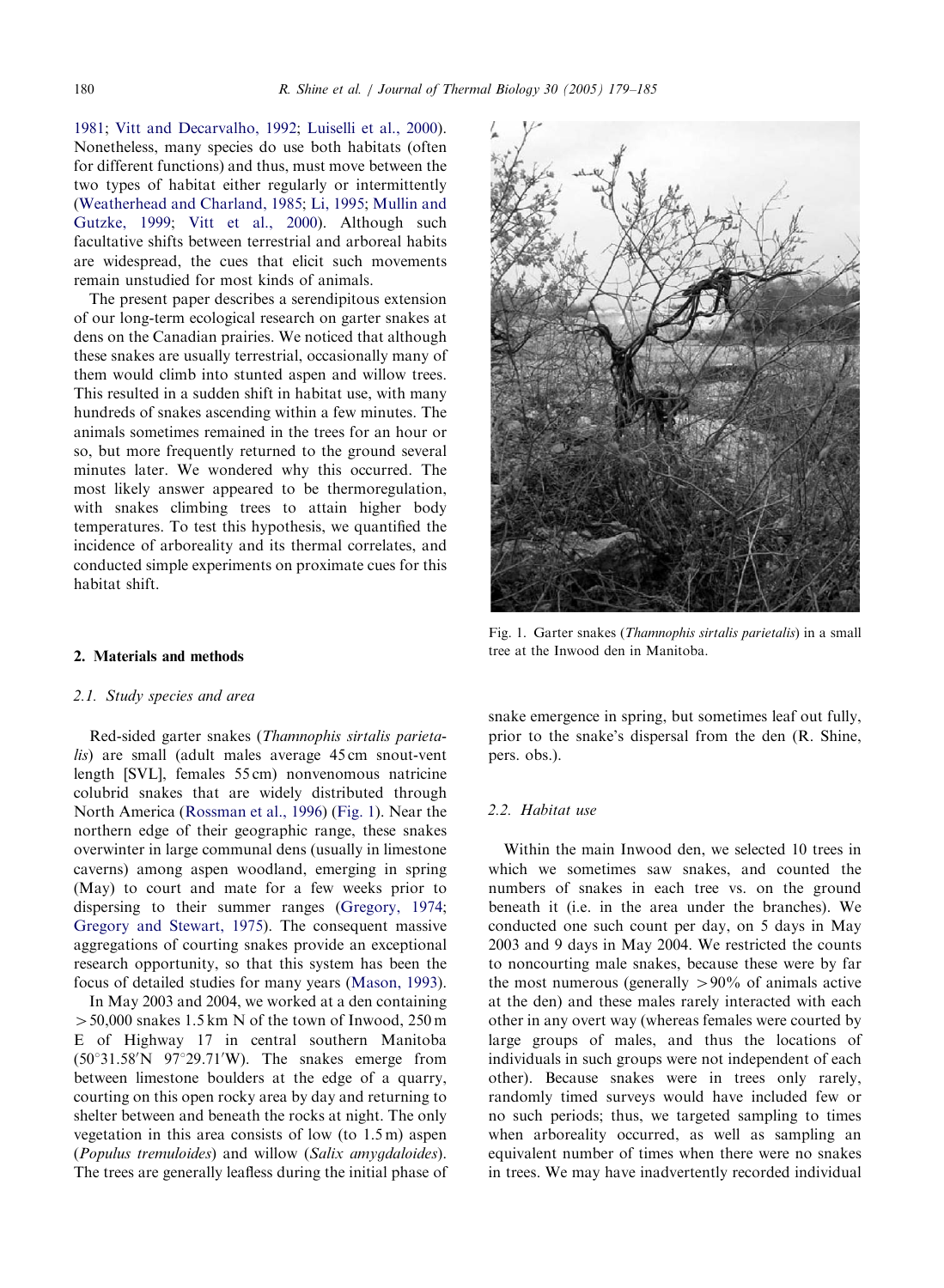1981; Vitt and Decarvalho, 1992; Luiselli et al., 2000). Nonetheless, many species do use both habitats (often for different functions) and thus, must move between the two types of habitat either regularly or intermittently (Weatherhead and Charland, 1985; Li, 1995; Mullin and Gutzke, 1999; Vitt et al., 2000). Although such facultative shifts between terrestrial and arboreal habits are widespread, the cues that elicit such movements remain unstudied for most kinds of animals.

The present paper describes a serendipitous extension of our long-term ecological research on garter snakes at dens on the Canadian prairies. We noticed that although these snakes are usually terrestrial, occasionally many of them would climb into stunted aspen and willow trees. This resulted in a sudden shift in habitat use, with many hundreds of snakes ascending within a few minutes. The animals sometimes remained in the trees for an hour or so, but more frequently returned to the ground several minutes later. We wondered why this occurred. The most likely answer appeared to be thermoregulation, with snakes climbing trees to attain higher body temperatures. To test this hypothesis, we quantified the incidence of arboreality and its thermal correlates, and conducted simple experiments on proximate cues for this habitat shift.

Fig. 1. Garter snakes (*Thamnophis sirtalis parietalis*) in a small tree at the Inwood den in Manitoba.

## 2. Materials and methods

### 2.1. Study species and area

Red-sided garter snakes (*Thamnophis sirtalis parietalis*) are small (adult males average 45 cm snout-vent length [SVL], females 55 cm) nonvenomous natricine colubrid snakes that are widely distributed through North America (Rossman et al., 1996) (Fig. 1). Near the northern edge of their geographic range, these snakes overwinter in large communal dens (usually in limestone caverns) among aspen woodland, emerging in spring (May) to court and mate for a few weeks prior to dispersing to their summer ranges (Gregory, 1974; Gregory and Stewart, 1975). The consequent massive aggregations of courting snakes provide an exceptional research opportunity, so that this system has been the focus of detailed studies for many years (Mason, 1993).

In May 2003 and 2004, we worked at a den containing >50,000 snakes 1.5 km N of the town of Inwood, 250 m E of Highway 17 in central southern Manitoba (50°31.58′N 97°29.71′W). The snakes emerge from between limestone boulders at the edge of a quarry, courting on this open rocky area by day and returning to shelter between and beneath the rocks at night. The only vegetation in this area consists of low (to 1.5 m) aspen (*Populus tremuloides*) and willow (*Salix amygdaloides*). The trees are generally leafless during the initial phase of snake emergence in spring, but sometimes leaf out fully, prior to the snake's dispersal from the den (R. Shine, pers. obs.).

### 2.2. Habitat use

Within the main Inwood den, we selected 10 trees in which we sometimes saw snakes, and counted the numbers of snakes in each tree vs. on the ground beneath it (i.e. in the area under the branches). We conducted one such count per day, on 5 days in May 2003 and 9 days in May 2004. We restricted the counts to noncourting male snakes, because these were by far the most numerous (generally >90% of animals active at the den) and these males rarely interacted with each other in any overt way (whereas females were courted by large groups of males, and thus the locations of individuals in such groups were not independent of each other). Because snakes were in trees only rarely, randomly timed surveys would have included few or no such periods; thus, we targeted sampling to times when arboreality occurred, as well as sampling an equivalent number of times when there were no snakes in trees. We may have inadvertently recorded individual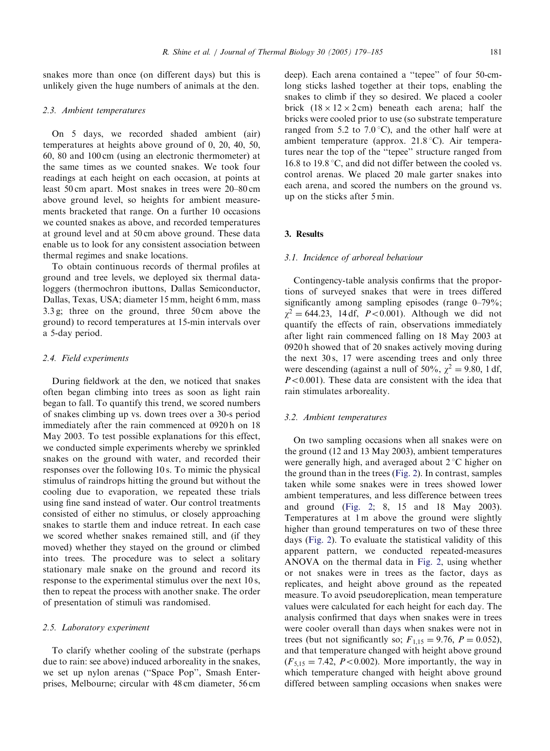snakes more than once (on different days) but this is unlikely given the huge numbers of animals at the den.

### 2.3. Ambient temperatures

On 5 days, we recorded shaded ambient (air) temperatures at heights above ground of 0, 20, 40, 50, 60, 80 and 100 cm (using an electronic thermometer) at the same times as we counted snakes. We took four readings at each height on each occasion, at points at least 50 cm apart. Most snakes in trees were 20–80 cm above ground level, so heights for ambient measurements bracketed that range. On a further 10 occasions we counted snakes as above, and recorded temperatures at ground level and at 50 cm above ground. These data enable us to look for any consistent association between thermal regimes and snake locations.

To obtain continuous records of thermal profiles at ground and tree levels, we deployed six thermal dataloggers (thermochron ibuttons, Dallas Semiconductor, Dallas, Texas, USA; diameter 15 mm, height 6 mm, mass 3.3 g; three on the ground, three 50 cm above the ground) to record temperatures at 15-min intervals over a 5-day period.

### 2.4. Field experiments

During fieldwork at the den, we noticed that snakes often began climbing into trees as soon as light rain began to fall. To quantify this trend, we scored numbers of snakes climbing up vs. down trees over a 30-s period immediately after the rain commenced at 0920 h on 18 May 2003. To test possible explanations for this effect, we conducted simple experiments whereby we sprinkled snakes on the ground with water, and recorded their responses over the following 10 s. To mimic the physical stimulus of raindrops hitting the ground but without the cooling due to evaporation, we repeated these trials using fine sand instead of water. Our control treatments consisted of either no stimulus, or closely approaching snakes to startle them and induce retreat. In each case we scored whether snakes remained still, and (if they moved) whether they stayed on the ground or climbed into trees. The procedure was to select a solitary stationary male snake on the ground and record its response to the experimental stimulus over the next 10 s, then to repeat the process with another snake. The order of presentation of stimuli was randomised.

### 2.5. Laboratory experiment

To clarify whether cooling of the substrate (perhaps due to rain: see above) induced arboreality in the snakes, we set up nylon arenas (''Space Pop'', Smash Enterprises, Melbourne; circular with 48 cm diameter, 56 cm deep). Each arena contained a ''tepee'' of four 50-cm-long sticks lashed together at their tops, enabling the snakes to climb if they so desired. We placed a cooler brick ($18 \times 12 \times 2$ cm) beneath each arena; half the bricks were cooled prior to use (so substrate temperature ranged from 5.2 to 7.0 °C), and the other half were at ambient temperature (approx. 21.8 °C). Air temperatures near the top of the ''tepee'' structure ranged from 16.8 to 19.8 °C, and did not differ between the cooled vs. control arenas. We placed 20 male garter snakes into each arena, and scored the numbers on the ground vs. up on the sticks after 5 min.

## 3. Results

### 3.1. Incidence of arboreal behaviour

Contingency-table analysis confirms that the proportions of surveyed snakes that were in trees differed significantly among sampling episodes (range 0–79%; $\chi^2 = 644.23$, 14 df, $P < 0.001$). Although we did not quantify the effects of rain, observations immediately after light rain commenced falling on 18 May 2003 at 0920 h showed that of 20 snakes actively moving during the next 30 s, 17 were ascending trees and only three were descending (against a null of 50%, $\chi^2 = 9.80$, 1 df, $P < 0.001$). These data are consistent with the idea that rain stimulates arboreality.

### 3.2. Ambient temperatures

On two sampling occasions when all snakes were on the ground (12 and 13 May 2003), ambient temperatures were generally high, and averaged about 2 °C higher on the ground than in the trees (Fig. 2). In contrast, samples taken while some snakes were in trees showed lower ambient temperatures, and less difference between trees and ground (Fig. 2; 8, 15 and 18 May 2003). Temperatures at 1 m above the ground were slightly higher than ground temperatures on two of these three days (Fig. 2). To evaluate the statistical validity of this apparent pattern, we conducted repeated-measures ANOVA on the thermal data in Fig. 2, using whether or not snakes were in trees as the factor, days as replicates, and height above ground as the repeated measure. To avoid pseudoreplication, mean temperature values were calculated for each height for each day. The analysis confirmed that days when snakes were in trees were cooler overall than days when snakes were not in trees (but not significantly so; $F_{1,15} = 9.76$, $P = 0.052$), and that temperature changed with height above ground ($F_{5,15} = 7.42$, $P < 0.002$). More importantly, the way in which temperature changed with height above ground differed between sampling occasions when snakes were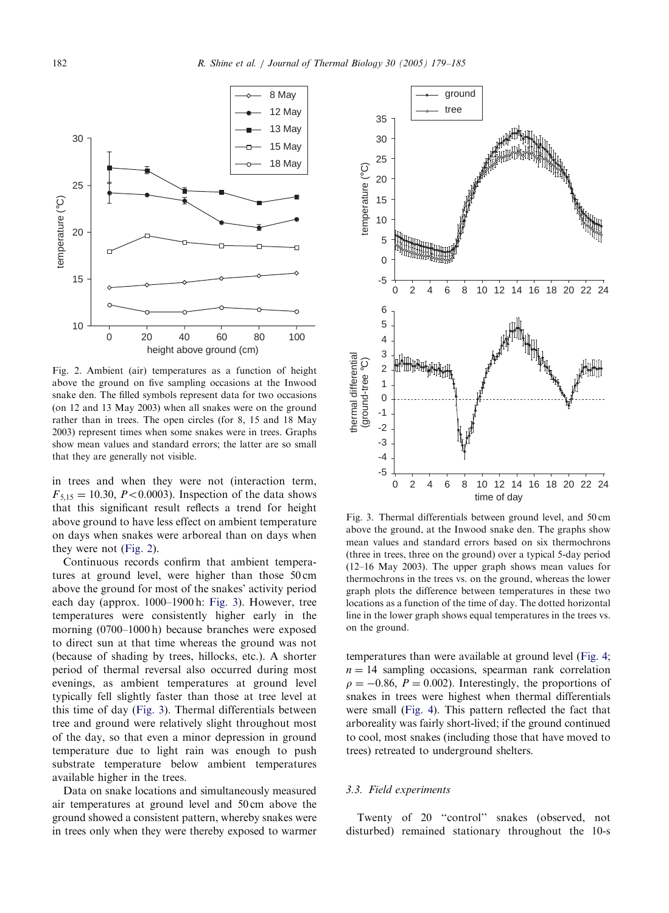Fig. 2. Ambient (air) temperatures as a function of height above the ground on five sampling occasions at the Inwood snake den. The filled symbols represent data for two occasions (on 12 and 13 May 2003) when all snakes were on the ground rather than in trees. The open circles (for 8, 15 and 18 May 2003) represent times when some snakes were in trees. Graphs show mean values and standard errors; the latter are so small that they are generally not visible.

in trees and when they were not (interaction term, $F_{5,15} = 10.30$, $P < 0.0003$). Inspection of the data shows that this significant result reflects a trend for height above ground to have less effect on ambient temperature on days when snakes were arboreal than on days when they were not (Fig. 2).

Continuous records confirm that ambient temperatures at ground level, were higher than those 50 cm above the ground for most of the snakes' activity period each day (approx. 1000–1900 h: Fig. 3). However, tree temperatures were consistently higher early in the morning (0700–1000 h) because branches were exposed to direct sun at that time whereas the ground was not (because of shading by trees, hillocks, etc.). A shorter period of thermal reversal also occurred during most evenings, as ambient temperatures at ground level typically fell slightly faster than those at tree level at this time of day (Fig. 3). Thermal differentials between tree and ground were relatively slight throughout most of the day, so that even a minor depression in ground temperature due to light rain was enough to push substrate temperature below ambient temperatures available higher in the trees.

Data on snake locations and simultaneously measured air temperatures at ground level and 50 cm above the ground showed a consistent pattern, whereby snakes were in trees only when they were thereby exposed to warmer temperatures than were available at ground level (Fig. 4; $n = 14$ sampling occasions, spearman rank correlation $\rho = -0.86$, $P = 0.002$). Interestingly, the proportions of snakes in trees were highest when thermal differentials were small (Fig. 4). This pattern reflected the fact that arboreality was fairly short-lived; if the ground continued to cool, most snakes (including those that have moved to trees) retreated to underground shelters.

Fig. 3. Thermal differentials between ground level, and 50 cm above the ground, at the Inwood snake den. The graphs show mean values and standard errors based on six thermochrons (three in trees, three on the ground) over a typical 5-day period (12–16 May 2003). The upper graph shows mean values for thermochrons in the trees vs. on the ground, whereas the lower graph plots the difference between temperatures in these two locations as a function of the time of day. The dotted horizontal line in the lower graph shows equal temperatures in the trees vs. on the ground.

### 3.3. Field experiments

Twenty of 20 "control" snakes (observed, not disturbed) remained stationary throughout the 10-s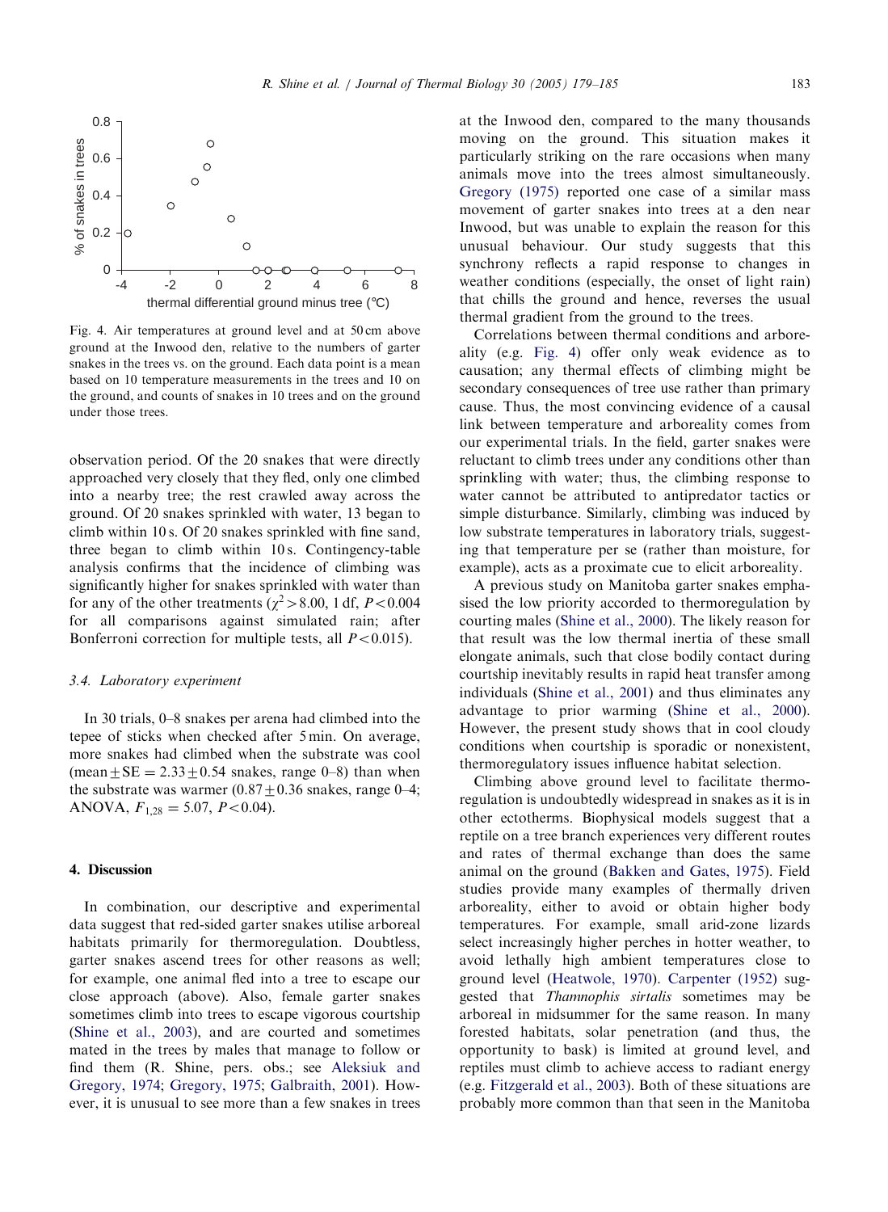Fig. 4. Air temperatures at ground level and at 50 cm above ground at the Inwood den, relative to the numbers of garter snakes in the trees vs. on the ground. Each data point is a mean based on 10 temperature measurements in the trees and 10 on the ground, and counts of snakes in 10 trees and on the ground under those trees.

observation period. Of the 20 snakes that were directly approached very closely that they fled, only one climbed into a nearby tree; the rest crawled away across the ground. Of 20 snakes sprinkled with water, 13 began to climb within 10 s. Of 20 snakes sprinkled with fine sand, three began to climb within 10 s. Contingency-table analysis confirms that the incidence of climbing was significantly higher for snakes sprinkled with water than for any of the other treatments ($\chi^2 > 8.00$, 1 df, $P < 0.004$ for all comparisons against simulated rain; after Bonferroni correction for multiple tests, all $P < 0.015$).

### 3.4. Laboratory experiment

In 30 trials, 0–8 snakes per arena had climbed into the tepee of sticks when checked after 5 min. On average, more snakes had climbed when the substrate was cool (mean ± SE = 2.33 ± 0.54 snakes, range 0–8) than when the substrate was warmer (0.87 ± 0.36 snakes, range 0–4; ANOVA, $F_{1,28} = 5.07$, $P < 0.04$).

## 4. Discussion

In combination, our descriptive and experimental data suggest that red-sided garter snakes utilise arboreal habitats primarily for thermoregulation. Doubtless, garter snakes ascend trees for other reasons as well; for example, one animal fled into a tree to escape our close approach (above). Also, female garter snakes sometimes climb into trees to escape vigorous courtship (Shine et al., 2003), and are courted and sometimes mated in the trees by males that manage to follow or find them (R. Shine, pers. obs.; see Aleksiuk and Gregory, 1974; Gregory, 1975; Galbraith, 2001). However, it is unusual to see more than a few snakes in trees at the Inwood den, compared to the many thousands moving on the ground. This situation makes it particularly striking on the rare occasions when many animals move into the trees almost simultaneously. Gregory (1975) reported one case of a similar mass movement of garter snakes into trees at a den near Inwood, but was unable to explain the reason for this unusual behaviour. Our study suggests that this synchrony reflects a rapid response to changes in weather conditions (especially, the onset of light rain) that chills the ground and hence, reverses the usual thermal gradient from the ground to the trees.

Correlations between thermal conditions and arboreality (e.g. Fig. 4) offer only weak evidence as to causation; any thermal effects of climbing might be secondary consequences of tree use rather than primary cause. Thus, the most convincing evidence of a causal link between temperature and arboreality comes from our experimental trials. In the field, garter snakes were reluctant to climb trees under any conditions other than sprinkling with water; thus, the climbing response to water cannot be attributed to antipredator tactics or simple disturbance. Similarly, climbing was induced by low substrate temperatures in laboratory trials, suggesting that temperature per se (rather than moisture, for example), acts as a proximate cue to elicit arboreality.

A previous study on Manitoba garter snakes emphasised the low priority accorded to thermoregulation by courting males (Shine et al., 2000). The likely reason for that result was the low thermal inertia of these small elongate animals, such that close bodily contact during courtship inevitably results in rapid heat transfer among individuals (Shine et al., 2001) and thus eliminates any advantage to prior warming (Shine et al., 2000). However, the present study shows that in cool cloudy conditions when courtship is sporadic or nonexistent, thermoregulatory issues influence habitat selection.

Climbing above ground level to facilitate thermoregulation is undoubtedly widespread in snakes as it is in other ectotherms. Biophysical models suggest that a reptile on a tree branch experiences very different routes and rates of thermal exchange than does the same animal on the ground (Bakken and Gates, 1975). Field studies provide many examples of thermally driven arboreality, either to avoid or obtain higher body temperatures. For example, small arid-zone lizards select increasingly higher perches in hotter weather, to avoid lethally high ambient temperatures close to ground level (Heatwole, 1970). Carpenter (1952) suggested that *Thamnophis sirtalis* sometimes may be arboreal in midsummer for the same reason. In many forested habitats, solar penetration (and thus, the opportunity to bask) is limited at ground level, and reptiles must climb to achieve access to radiant energy (e.g. Fitzgerald et al., 2003). Both of these situations are probably more common than that seen in the Manitoba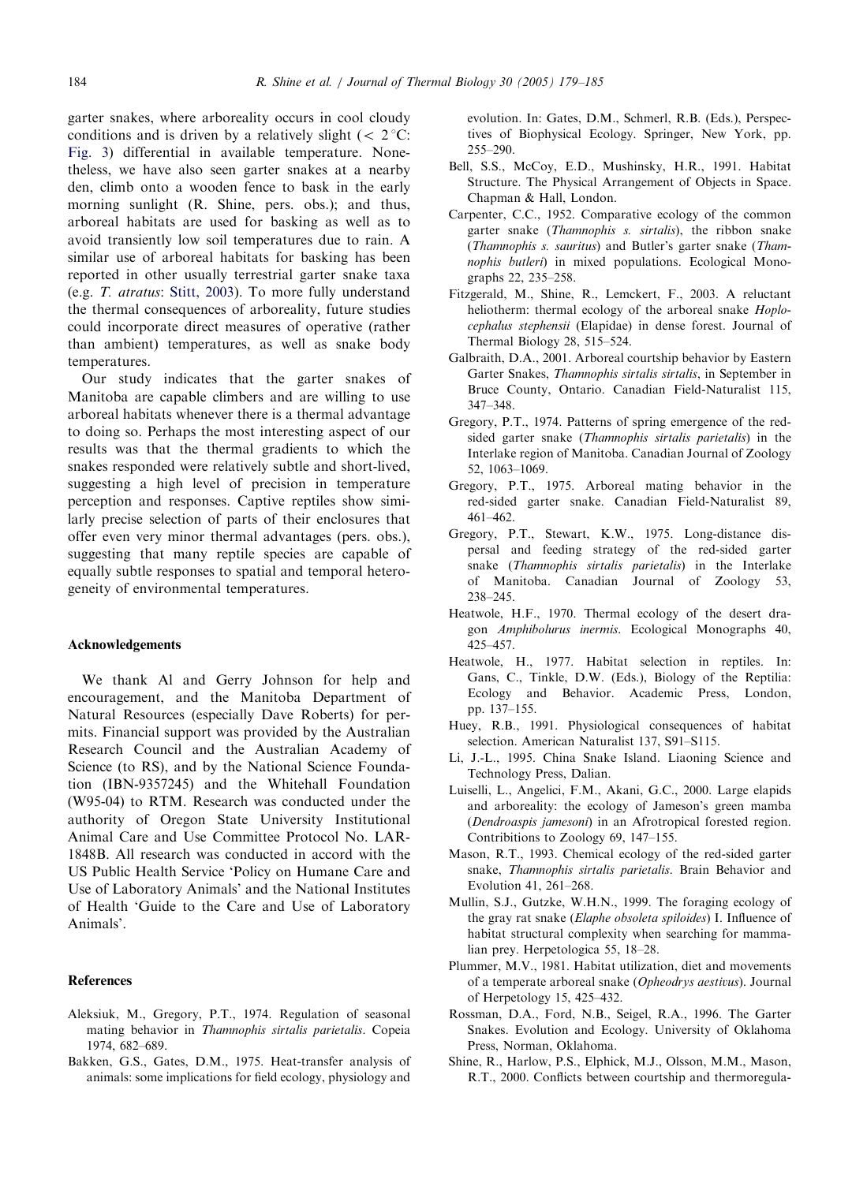garter snakes, where arboreality occurs in cool cloudy conditions and is driven by a relatively slight ($< 2\,^{\circ}$C: Fig. 3) differential in available temperature. Nonetheless, we have also seen garter snakes at a nearby den, climb onto a wooden fence to bask in the early morning sunlight (R. Shine, pers. obs.); and thus, arboreal habitats are used for basking as well as to avoid transiently low soil temperatures due to rain. A similar use of arboreal habitats for basking has been reported in other usually terrestrial garter snake taxa (e.g. *T. atratus*: Stitt, 2003). To more fully understand the thermal consequences of arboreality, future studies could incorporate direct measures of operative (rather than ambient) temperatures, as well as snake body temperatures.

Our study indicates that the garter snakes of Manitoba are capable climbers and are willing to use arboreal habitats whenever there is a thermal advantage to doing so. Perhaps the most interesting aspect of our results was that the thermal gradients to which the snakes responded were relatively subtle and short-lived, suggesting a high level of precision in temperature perception and responses. Captive reptiles show similarly precise selection of parts of their enclosures that offer even very minor thermal advantages (pers. obs.), suggesting that many reptile species are capable of equally subtle responses to spatial and temporal heterogeneity of environmental temperatures.

## Acknowledgements

We thank Al and Gerry Johnson for help and encouragement, and the Manitoba Department of Natural Resources (especially Dave Roberts) for permits. Financial support was provided by the Australian Research Council and the Australian Academy of Science (to RS), and by the National Science Foundation (IBN-9357245) and the Whitehall Foundation (W95-04) to RTM. Research was conducted under the authority of Oregon State University Institutional Animal Care and Use Committee Protocol No. LAR-1848B. All research was conducted in accord with the US Public Health Service 'Policy on Humane Care and Use of Laboratory Animals' and the National Institutes of Health 'Guide to the Care and Use of Laboratory Animals'.

## References

Aleksiuk, M., Gregory, P.T., 1974. Regulation of seasonal mating behavior in *Thamnophis sirtalis parietalis*. Copeia 1974, 682–689.

Bakken, G.S., Gates, D.M., 1975. Heat-transfer analysis of animals: some implications for field ecology, physiology and evolution. In: Gates, D.M., Schmerl, R.B. (Eds.), Perspectives of Biophysical Ecology. Springer, New York, pp. 255–290.

Bell, S.S., McCoy, E.D., Mushinsky, H.R., 1991. Habitat Structure. The Physical Arrangement of Objects in Space. Chapman & Hall, London.

Carpenter, C.C., 1952. Comparative ecology of the common garter snake (*Thamnophis s. sirtalis*), the ribbon snake (*Thamnophis s. sauritus*) and Butler's garter snake (*Thamnophis butleri*) in mixed populations. Ecological Monographs 22, 235–258.

Fitzgerald, M., Shine, R., Lemckert, F., 2003. A reluctant heliotherm: thermal ecology of the arboreal snake *Hoplocephalus stephensii* (Elapidae) in dense forest. Journal of Thermal Biology 28, 515–524.

Galbraith, D.A., 2001. Arboreal courtship behavior by Eastern Garter Snakes, *Thamnophis sirtalis sirtalis*, in September in Bruce County, Ontario. Canadian Field-Naturalist 115, 347–348.

Gregory, P.T., 1974. Patterns of spring emergence of the red-sided garter snake (*Thamnophis sirtalis parietalis*) in the Interlake region of Manitoba. Canadian Journal of Zoology 52, 1063–1069.

Gregory, P.T., 1975. Arboreal mating behavior in the red-sided garter snake. Canadian Field-Naturalist 89, 461–462.

Gregory, P.T., Stewart, K.W., 1975. Long-distance dispersal and feeding strategy of the red-sided garter snake (*Thamnophis sirtalis parietalis*) in the Interlake of Manitoba. Canadian Journal of Zoology 53, 238–245.

Heatwole, H.F., 1970. Thermal ecology of the desert dragon *Amphibolurus inermis*. Ecological Monographs 40, 425–457.

Heatwole, H., 1977. Habitat selection in reptiles. In: Gans, C., Tinkle, D.W. (Eds.), Biology of the Reptilia: Ecology and Behavior. Academic Press, London, pp. 137–155.

Huey, R.B., 1991. Physiological consequences of habitat selection. American Naturalist 137, S91–S115.

Li, J.-L., 1995. China Snake Island. Liaoning Science and Technology Press, Dalian.

Luiselli, L., Angelici, F.M., Akani, G.C., 2000. Large elapids and arboreality: the ecology of Jameson's green mamba (*Dendroaspis jamesoni*) in an Afrotropical forested region. Contribitions to Zoology 69, 147–155.

Mason, R.T., 1993. Chemical ecology of the red-sided garter snake, *Thamnophis sirtalis parietalis*. Brain Behavior and Evolution 41, 261–268.

Mullin, S.J., Gutzke, W.H.N., 1999. The foraging ecology of the gray rat snake (*Elaphe obsoleta spiloides*) I. Influence of habitat structural complexity when searching for mammalian prey. Herpetologica 55, 18–28.

Plummer, M.V., 1981. Habitat utilization, diet and movements of a temperate arboreal snake (*Opheodrys aestivus*). Journal of Herpetology 15, 425–432.

Rossman, D.A., Ford, N.B., Seigel, R.A., 1996. The Garter Snakes. Evolution and Ecology. University of Oklahoma Press, Norman, Oklahoma.

Shine, R., Harlow, P.S., Elphick, M.J., Olsson, M.M., Mason, R.T., 2000. Conflicts between courtship and thermoregula-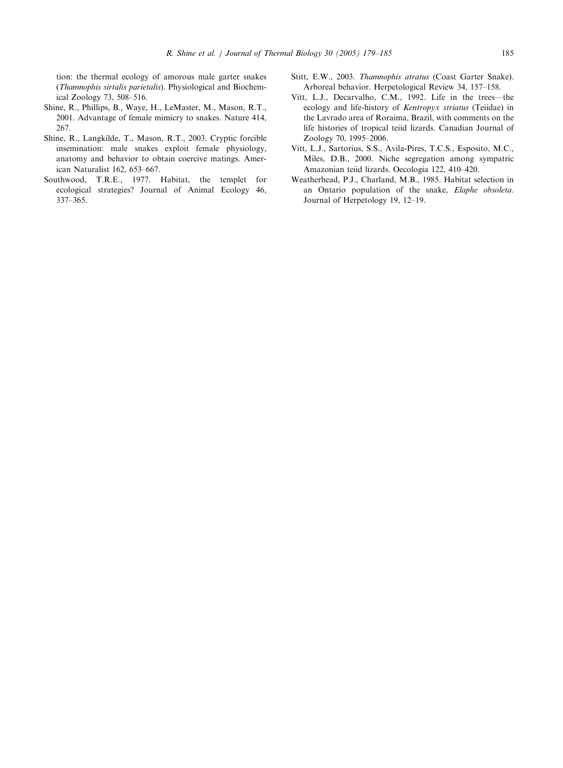tion: the thermal ecology of amorous male garter snakes (*Thamnophis sirtalis parietalis*). Physiological and Biochemical Zoology 73, 508–516.

Shine, R., Phillips, B., Waye, H., LeMaster, M., Mason, R.T., 2001. Advantage of female mimicry to snakes. Nature 414, 267.

Shine, R., Langkilde, T., Mason, R.T., 2003. Cryptic forcible insemination: male snakes exploit female physiology, anatomy and behavior to obtain coercive matings. American Naturalist 162, 653–667.

Southwood, T.R.E., 1977. Habitat, the templet for ecological strategies? Journal of Animal Ecology 46, 337–365.

Stitt, E.W., 2003. *Thamnophis atratus* (Coast Garter Snake). Arboreal behavior. Herpetological Review 34, 157–158.

Vitt, L.J., Decarvalho, C.M., 1992. Life in the trees—the ecology and life-history of *Kentropyx striatus* (Teiidae) in the Lavrado area of Roraima, Brazil, with comments on the life histories of tropical teiid lizards. Canadian Journal of Zoology 70, 1995–2006.

Vitt, L.J., Sartorius, S.S., Avila-Pires, T.C.S., Esposito, M.C., Miles, D.B., 2000. Niche segregation among sympatric Amazonian teiid lizards. Oecologia 122, 410–420.

Weatherhead, P.J., Charland, M.B., 1985. Habitat selection in an Ontario population of the snake, *Elaphe obsoleta*. Journal of Herpetology 19, 12–19.